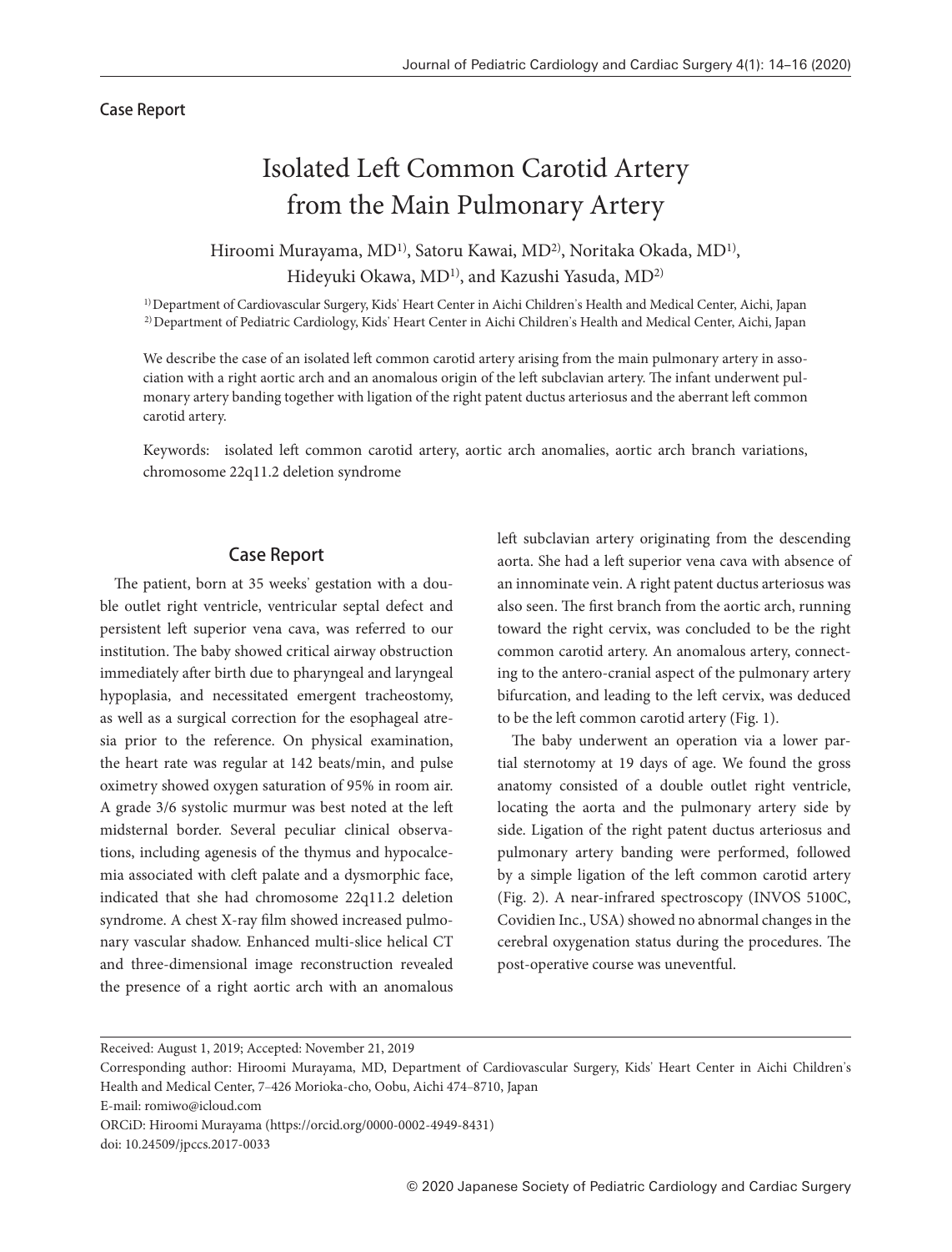Case Report

# Isolated Left Common Carotid Artery from the Main Pulmonary Artery

Hiroomi Murayama, MD[1], Satoru Kawai, MD[2], Noritaka Okada, MD[1], Hideyuki Okawa, MD[1], and Kazushi Yasuda, MD[2]

[1] Department of Cardiovascular Surgery, Kids' Heart Center in Aichi Children's Health and Medical Center, Aichi, Japan
[2] Department of Pediatric Cardiology, Kids' Heart Center in Aichi Children's Health and Medical Center, Aichi, Japan

We describe the case of an isolated left common carotid artery arising from the main pulmonary artery in association with a right aortic arch and an anomalous origin of the left subclavian artery. The infant underwent pulmonary artery banding together with ligation of the right patent ductus arteriosus and the aberrant left common carotid artery.

Keywords: isolated left common carotid artery, aortic arch anomalies, aortic arch branch variations, chromosome 22q11.2 deletion syndrome

## Case Report

The patient, born at 35 weeks' gestation with a double outlet right ventricle, ventricular septal defect and persistent left superior vena cava, was referred to our institution. The baby showed critical airway obstruction immediately after birth due to pharyngeal and laryngeal hypoplasia, and necessitated emergent tracheostomy, as well as a surgical correction for the esophageal atresia prior to the reference. On physical examination, the heart rate was regular at 142 beats/min, and pulse oximetry showed oxygen saturation of 95% in room air. A grade 3/6 systolic murmur was best noted at the left midsternal border. Several peculiar clinical observations, including agenesis of the thymus and hypocalcemia associated with cleft palate and a dysmorphic face, indicated that she had chromosome 22q11.2 deletion syndrome. A chest X-ray film showed increased pulmonary vascular shadow. Enhanced multi-slice helical CT and three-dimensional image reconstruction revealed the presence of a right aortic arch with an anomalous left subclavian artery originating from the descending aorta. She had a left superior vena cava with absence of an innominate vein. A right patent ductus arteriosus was also seen. The first branch from the aortic arch, running toward the right cervix, was concluded to be the right common carotid artery. An anomalous artery, connecting to the antero-cranial aspect of the pulmonary artery bifurcation, and leading to the left cervix, was deduced to be the left common carotid artery (Fig. 1).

The baby underwent an operation via a lower partial sternotomy at 19 days of age. We found the gross anatomy consisted of a double outlet right ventricle, locating the aorta and the pulmonary artery side by side. Ligation of the right patent ductus arteriosus and pulmonary artery banding were performed, followed by a simple ligation of the left common carotid artery (Fig. 2). A near-infrared spectroscopy (INVOS 5100C, Covidien Inc., USA) showed no abnormal changes in the cerebral oxygenation status during the procedures. The post-operative course was uneventful.

Received: August 1, 2019; Accepted: November 21, 2019

Corresponding author: Hiroomi Murayama, MD, Department of Cardiovascular Surgery, Kids' Heart Center in Aichi Children's Health and Medical Center, 7–426 Morioka-cho, Oobu, Aichi 474–8710, Japan

E-mail: romiwo@icloud.com

ORCiD: Hiroomi Murayama (https://orcid.org/0000-0002-4949-8431)

doi: 10.24509/jpccs.2017-0033

© 2020 Japanese Society of Pediatric Cardiology and Cardiac Surgery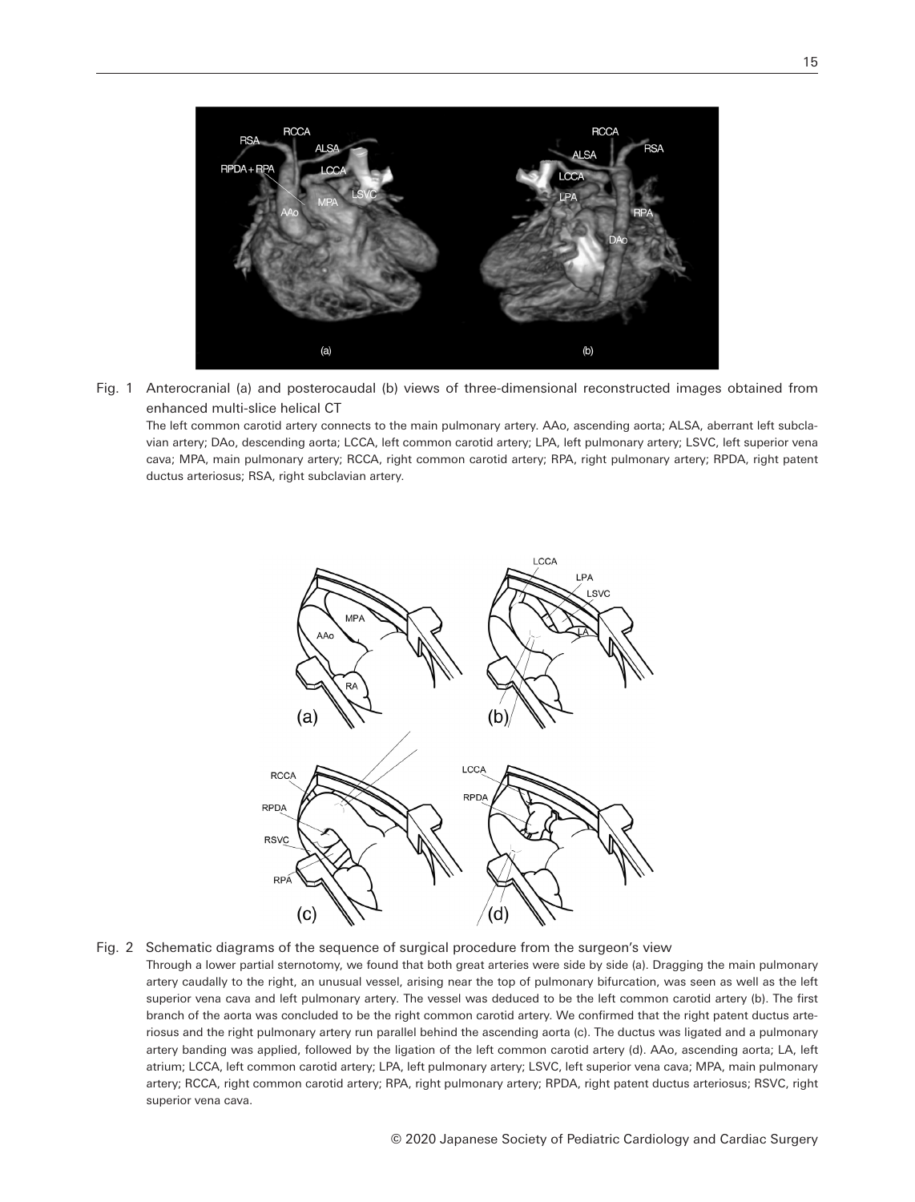Fig. 1 Anterocranial (a) and posterocaudal (b) views of three-dimensional reconstructed images obtained from enhanced multi-slice helical CT

The left common carotid artery connects to the main pulmonary artery. AAo, ascending aorta; ALSA, aberrant left subclavian artery; DAo, descending aorta; LCCA, left common carotid artery; LPA, left pulmonary artery; LSVC, left superior vena cava; MPA, main pulmonary artery; RCCA, right common carotid artery; RPA, right pulmonary artery; RPDA, right patent ductus arteriosus; RSA, right subclavian artery.

Fig. 2 Schematic diagrams of the sequence of surgical procedure from the surgeon's view

Through a lower partial sternotomy, we found that both great arteries were side by side (a). Dragging the main pulmonary artery caudally to the right, an unusual vessel, arising near the top of pulmonary bifurcation, was seen as well as the left superior vena cava and left pulmonary artery. The vessel was deduced to be the left common carotid artery (b). The first branch of the aorta was concluded to be the right common carotid artery. We confirmed that the right patent ductus arteriosus and the right pulmonary artery run parallel behind the ascending aorta (c). The ductus was ligated and a pulmonary artery banding was applied, followed by the ligation of the left common carotid artery (d). AAo, ascending aorta; LA, left atrium; LCCA, left common carotid artery; LPA, left pulmonary artery; LSVC, left superior vena cava; MPA, main pulmonary artery; RCCA, right common carotid artery; RPA, right pulmonary artery; RPDA, right patent ductus arteriosus; RSVC, right superior vena cava.

© 2020 Japanese Society of Pediatric Cardiology and Cardiac Surgery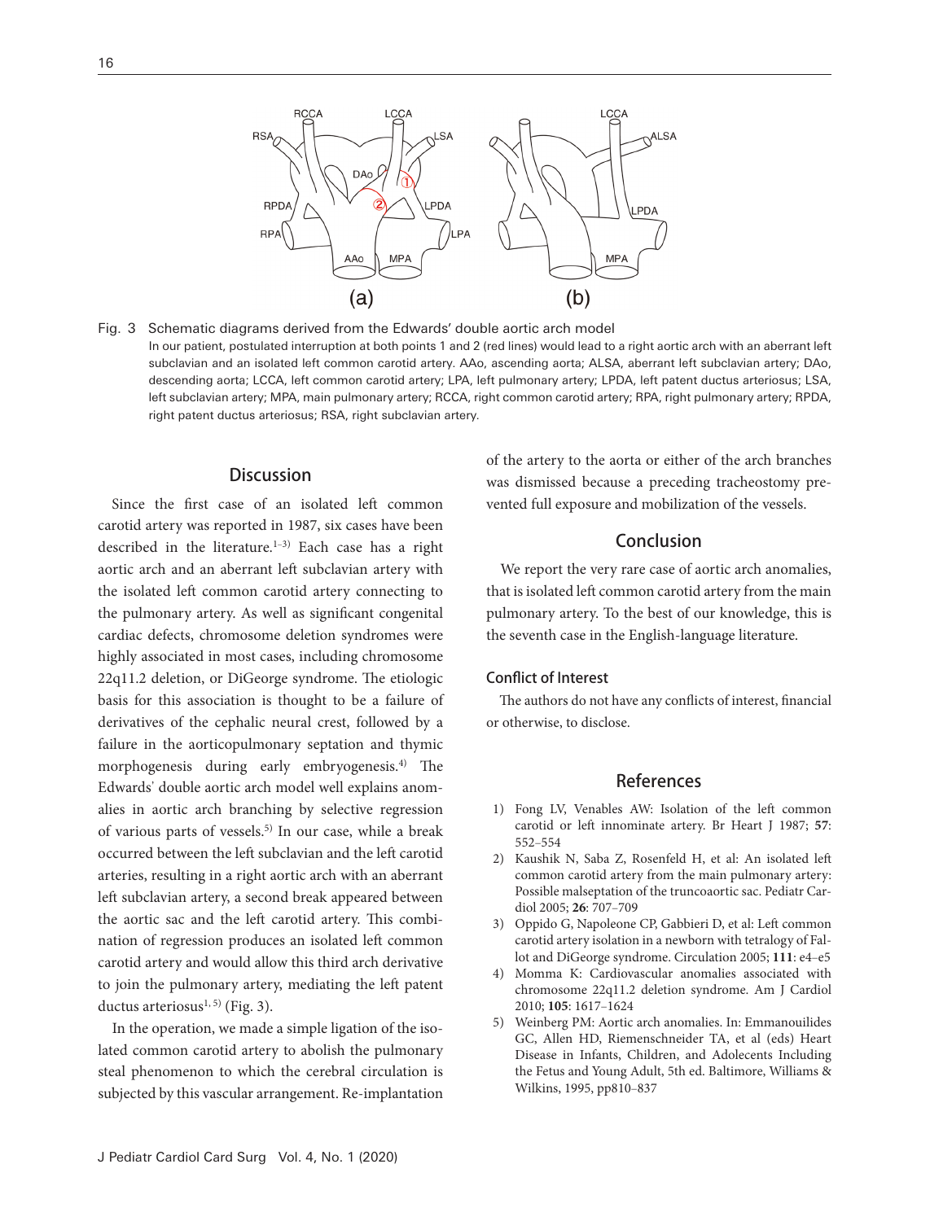RCCA
LCCA
RSA
LSA
DAo
①
②
RPDA
LPDA
RPA
LPA
AAo
MPA
(a)

LCCA
ALSA
LPDA
MPA
(b)

Fig. 3 Schematic diagrams derived from the Edwards' double aortic arch model
In our patient, postulated interruption at both points 1 and 2 (red lines) would lead to a right aortic arch with an aberrant left subclavian and an isolated left common carotid artery. AAo, ascending aorta; ALSA, aberrant left subclavian artery; DAo, descending aorta; LCCA, left common carotid artery; LPA, left pulmonary artery; LPDA, left patent ductus arteriosus; LSA, left subclavian artery; MPA, main pulmonary artery; RCCA, right common carotid artery; RPA, right pulmonary artery; RPDA, right patent ductus arteriosus; RSA, right subclavian artery.

## Discussion

Since the first case of an isolated left common carotid artery was reported in 1987, six cases have been described in the literature.[1–3] Each case has a right aortic arch and an aberrant left subclavian artery with the isolated left common carotid artery connecting to the pulmonary artery. As well as significant congenital cardiac defects, chromosome deletion syndromes were highly associated in most cases, including chromosome 22q11.2 deletion, or DiGeorge syndrome. The etiologic basis for this association is thought to be a failure of derivatives of the cephalic neural crest, followed by a failure in the aorticopulmonary septation and thymic morphogenesis during early embryogenesis.[4] The Edwards' double aortic arch model well explains anomalies in aortic arch branching by selective regression of various parts of vessels.[5] In our case, while a break occurred between the left subclavian and the left carotid arteries, resulting in a right aortic arch with an aberrant left subclavian artery, a second break appeared between the aortic sac and the left carotid artery. This combination of regression produces an isolated left common carotid artery and would allow this third arch derivative to join the pulmonary artery, mediating the left patent ductus arteriosus[1, 5] (Fig. 3).

In the operation, we made a simple ligation of the isolated common carotid artery to abolish the pulmonary steal phenomenon to which the cerebral circulation is subjected by this vascular arrangement. Re-implantation of the artery to the aorta or either of the arch branches was dismissed because a preceding tracheostomy prevented full exposure and mobilization of the vessels.

## Conclusion

We report the very rare case of aortic arch anomalies, that is isolated left common carotid artery from the main pulmonary artery. To the best of our knowledge, this is the seventh case in the English-language literature.

### Conflict of Interest

The authors do not have any conflicts of interest, financial or otherwise, to disclose.

## References

1) Fong LV, Venables AW: Isolation of the left common carotid or left innominate artery. Br Heart J 1987; **57**: 552–554
2) Kaushik N, Saba Z, Rosenfeld H, et al: An isolated left common carotid artery from the main pulmonary artery: Possible malseptation of the truncoaortic sac. Pediatr Cardiol 2005; **26**: 707–709
3) Oppido G, Napoleone CP, Gabbieri D, et al: Left common carotid artery isolation in a newborn with tetralogy of Fallot and DiGeorge syndrome. Circulation 2005; **111**: e4–e5
4) Momma K: Cardiovascular anomalies associated with chromosome 22q11.2 deletion syndrome. Am J Cardiol 2010; **105**: 1617–1624
5) Weinberg PM: Aortic arch anomalies. In: Emmanouilides GC, Allen HD, Riemenschneider TA, et al (eds) Heart Disease in Infants, Children, and Adolecents Including the Fetus and Young Adult, 5th ed. Baltimore, Williams & Wilkins, 1995, pp810–837